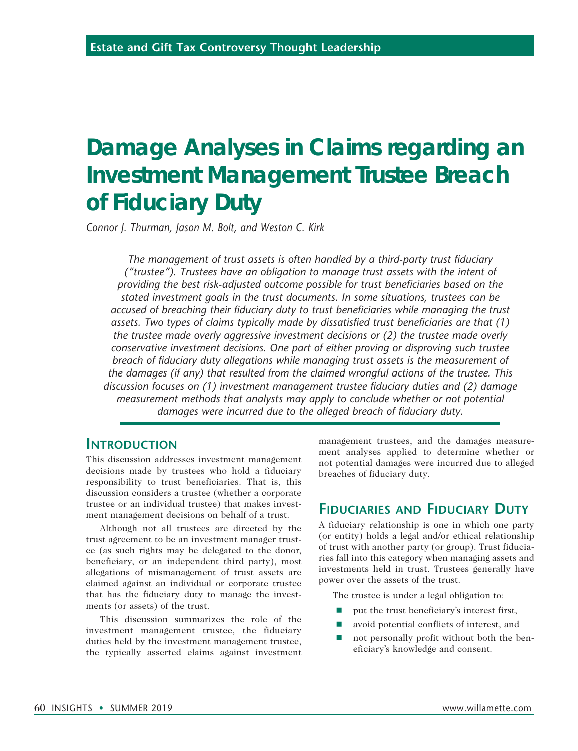# Damage Analyses in Claims regarding an Investment Management Trustee Breach of Fiduciary Duty

*Connor J. Thurman, Jason M. Bolt, and Weston C. Kirk*

*The management of trust assets is often handled by a third-party trust fiduciary ("trustee"). Trustees have an obligation to manage trust assets with the intent of providing the best risk-adjusted outcome possible for trust beneficiaries based on the stated investment goals in the trust documents. In some situations, trustees can be accused of breaching their fiduciary duty to trust beneficiaries while managing the trust assets. Two types of claims typically made by dissatisfied trust beneficiaries are that (1) the trustee made overly aggressive investment decisions or (2) the trustee made overly conservative investment decisions. One part of either proving or disproving such trustee breach of fiduciary duty allegations while managing trust assets is the measurement of the damages (if any) that resulted from the claimed wrongful actions of the trustee. This discussion focuses on (1) investment management trustee fiduciary duties and (2) damage measurement methods that analysts may apply to conclude whether or not potential damages were incurred due to the alleged breach of fiduciary duty.*

## Introduction

This discussion addresses investment management decisions made by trustees who hold a fiduciary responsibility to trust beneficiaries. That is, this discussion considers a trustee (whether a corporate trustee or an individual trustee) that makes investment management decisions on behalf of a trust.

Although not all trustees are directed by the trust agreement to be an investment manager trustee (as such rights may be delegated to the donor, beneficiary, or an independent third party), most allegations of mismanagement of trust assets are claimed against an individual or corporate trustee that has the fiduciary duty to manage the investments (or assets) of the trust.

This discussion summarizes the role of the investment management trustee, the fiduciary duties held by the investment management trustee, the typically asserted claims against investment management trustees, and the damages measurement analyses applied to determine whether or not potential damages were incurred due to alleged breaches of fiduciary duty.

## Fiduciaries and Fiduciary Duty

A fiduciary relationship is one in which one party (or entity) holds a legal and/or ethical relationship of trust with another party (or group). Trust fiduciaries fall into this category when managing assets and investments held in trust. Trustees generally have power over the assets of the trust.

The trustee is under a legal obligation to:

- put the trust beneficiary's interest first,
- avoid potential conflicts of interest, and
- not personally profit without both the beneficiary's knowledge and consent.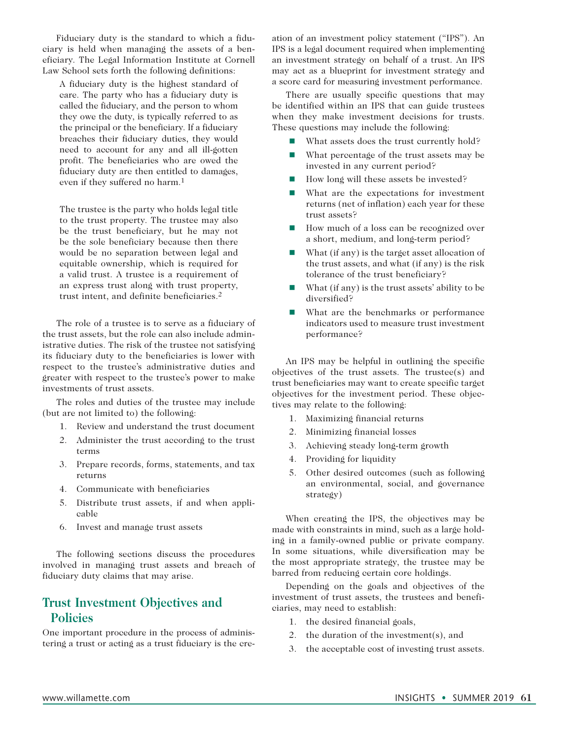Fiduciary duty is the standard to which a fiduciary is held when managing the assets of a beneficiary. The Legal Information Institute at Cornell Law School sets forth the following definitions:

> A fiduciary duty is the highest standard of care. The party who has a fiduciary duty is called the fiduciary, and the person to whom they owe the duty, is typically referred to as the principal or the beneficiary. If a fiduciary breaches their fiduciary duties, they would need to account for any and all ill-gotten profit. The beneficiaries who are owed the fiduciary duty are then entitled to damages, even if they suffered no harm.[1]

> The trustee is the party who holds legal title to the trust property. The trustee may also be the trust beneficiary, but he may not be the sole beneficiary because then there would be no separation between legal and equitable ownership, which is required for a valid trust. A trustee is a requirement of an express trust along with trust property, trust intent, and definite beneficiaries.[2]

The role of a trustee is to serve as a fiduciary of the trust assets, but the role can also include administrative duties. The risk of the trustee not satisfying its fiduciary duty to the beneficiaries is lower with respect to the trustee's administrative duties and greater with respect to the trustee's power to make investments of trust assets.

The roles and duties of the trustee may include (but are not limited to) the following:

1. Review and understand the trust document
2. Administer the trust according to the trust terms
3. Prepare records, forms, statements, and tax returns
4. Communicate with beneficiaries
5. Distribute trust assets, if and when applicable
6. Invest and manage trust assets

The following sections discuss the procedures involved in managing trust assets and breach of fiduciary duty claims that may arise.

## Trust Investment Objectives and Policies

One important procedure in the process of administering a trust or acting as a trust fiduciary is the creation of an investment policy statement ("IPS"). An IPS is a legal document required when implementing an investment strategy on behalf of a trust. An IPS may act as a blueprint for investment strategy and a score card for measuring investment performance.

There are usually specific questions that may be identified within an IPS that can guide trustees when they make investment decisions for trusts. These questions may include the following:

- What assets does the trust currently hold?
- What percentage of the trust assets may be invested in any current period?
- How long will these assets be invested?
- What are the expectations for investment returns (net of inflation) each year for these trust assets?
- How much of a loss can be recognized over a short, medium, and long-term period?
- What (if any) is the target asset allocation of the trust assets, and what (if any) is the risk tolerance of the trust beneficiary?
- What (if any) is the trust assets' ability to be diversified?
- What are the benchmarks or performance indicators used to measure trust investment performance?

An IPS may be helpful in outlining the specific objectives of the trust assets. The trustee(s) and trust beneficiaries may want to create specific target objectives for the investment period. These objectives may relate to the following:

1. Maximizing financial returns
2. Minimizing financial losses
3. Achieving steady long-term growth
4. Providing for liquidity
5. Other desired outcomes (such as following an environmental, social, and governance strategy)

When creating the IPS, the objectives may be made with constraints in mind, such as a large holding in a family-owned public or private company. In some situations, while diversification may be the most appropriate strategy, the trustee may be barred from reducing certain core holdings.

Depending on the goals and objectives of the investment of trust assets, the trustees and beneficiaries, may need to establish:

1. the desired financial goals,
2. the duration of the investment(s), and
3. the acceptable cost of investing trust assets.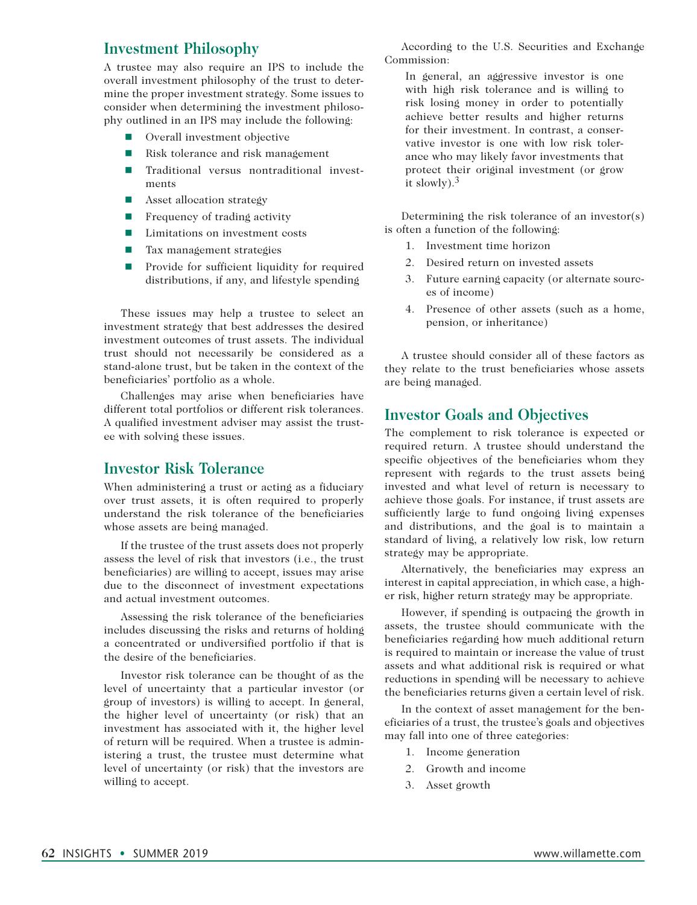## Investment Philosophy

A trustee may also require an IPS to include the overall investment philosophy of the trust to determine the proper investment strategy. Some issues to consider when determining the investment philosophy outlined in an IPS may include the following:

- Overall investment objective
- Risk tolerance and risk management
- Traditional versus nontraditional investments
- Asset allocation strategy
- Frequency of trading activity
- Limitations on investment costs
- Tax management strategies
- Provide for sufficient liquidity for required distributions, if any, and lifestyle spending

These issues may help a trustee to select an investment strategy that best addresses the desired investment outcomes of trust assets. The individual trust should not necessarily be considered as a stand-alone trust, but be taken in the context of the beneficiaries' portfolio as a whole.

Challenges may arise when beneficiaries have different total portfolios or different risk tolerances. A qualified investment adviser may assist the trustee with solving these issues.

## Investor Risk Tolerance

When administering a trust or acting as a fiduciary over trust assets, it is often required to properly understand the risk tolerance of the beneficiaries whose assets are being managed.

If the trustee of the trust assets does not properly assess the level of risk that investors (i.e., the trust beneficiaries) are willing to accept, issues may arise due to the disconnect of investment expectations and actual investment outcomes.

Assessing the risk tolerance of the beneficiaries includes discussing the risks and returns of holding a concentrated or undiversified portfolio if that is the desire of the beneficiaries.

Investor risk tolerance can be thought of as the level of uncertainty that a particular investor (or group of investors) is willing to accept. In general, the higher level of uncertainty (or risk) that an investment has associated with it, the higher level of return will be required. When a trustee is administering a trust, the trustee must determine what level of uncertainty (or risk) that the investors are willing to accept.

According to the U.S. Securities and Exchange Commission:

> In general, an aggressive investor is one with high risk tolerance and is willing to risk losing money in order to potentially achieve better results and higher returns for their investment. In contrast, a conservative investor is one with low risk tolerance who may likely favor investments that protect their original investment (or grow it slowly).[3]

Determining the risk tolerance of an investor(s) is often a function of the following:

1. Investment time horizon
2. Desired return on invested assets
3. Future earning capacity (or alternate sources of income)
4. Presence of other assets (such as a home, pension, or inheritance)

A trustee should consider all of these factors as they relate to the trust beneficiaries whose assets are being managed.

## Investor Goals and Objectives

The complement to risk tolerance is expected or required return. A trustee should understand the specific objectives of the beneficiaries whom they represent with regards to the trust assets being invested and what level of return is necessary to achieve those goals. For instance, if trust assets are sufficiently large to fund ongoing living expenses and distributions, and the goal is to maintain a standard of living, a relatively low risk, low return strategy may be appropriate.

Alternatively, the beneficiaries may express an interest in capital appreciation, in which case, a higher risk, higher return strategy may be appropriate.

However, if spending is outpacing the growth in assets, the trustee should communicate with the beneficiaries regarding how much additional return is required to maintain or increase the value of trust assets and what additional risk is required or what reductions in spending will be necessary to achieve the beneficiaries returns given a certain level of risk.

In the context of asset management for the beneficiaries of a trust, the trustee's goals and objectives may fall into one of three categories:

1. Income generation
2. Growth and income
3. Asset growth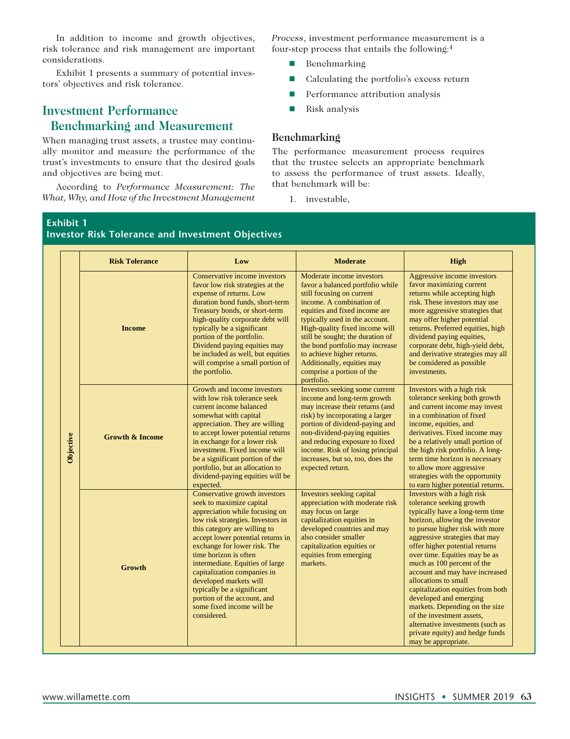In addition to income and growth objectives, risk tolerance and risk management are important considerations.

Exhibit 1 presents a summary of potential investors' objectives and risk tolerance.

## Investment Performance Benchmarking and Measurement

When managing trust assets, a trustee may continually monitor and measure the performance of the trust's investments to ensure that the desired goals and objectives are being met.

According to *Performance Measurement: The What, Why, and How of the Investment Management Process*, investment performance measurement is a four-step process that entails the following:[4]

- Benchmarking
- Calculating the portfolio's excess return
- Performance attribution analysis
- Risk analysis

### Benchmarking

The performance measurement process requires that the trustee selects an appropriate benchmark to assess the performance of trust assets. Ideally, that benchmark will be:

1. investable,

**Exhibit 1**
**Investor Risk Tolerance and Investment Objectives**

| Objective | Risk Tolerance | Low | Moderate | High |
|---|---|---|---|---|
| Objective | Income | Conservative income investors favor low risk strategies at the expense of returns. Low duration bond funds, short-term Treasury bonds, or short-term high-quality corporate debt will typically be a significant portion of the portfolio. Dividend paying equities may be included as well, but equities will comprise a small portion of the portfolio. | Moderate income investors favor a balanced portfolio while still focusing on current income. A combination of equities and fixed income are typically used in the account. High-quality fixed income will still be sought; the duration of the bond portfolio may increase to achieve higher returns. Additionally, equities may comprise a portion of the portfolio. | Aggressive income investors favor maximizing current returns while accepting high risk. These investors may use more aggressive strategies that may offer higher potential returns. Preferred equities, high dividend paying equities, corporate debt, high-yield debt, and derivative strategies may all be considered as possible investments. |
| Objective | Growth & Income | Growth and income investors with low risk tolerance seek current income balanced somewhat with capital appreciation. They are willing to accept lower potential returns in exchange for a lower risk investment. Fixed income will be a significant portion of the portfolio, but an allocation to dividend-paying equities will be expected. | Investors seeking some current income and long-term growth may increase their returns (and risk) by incorporating a larger portion of dividend-paying and non-dividend-paying equities and reducing exposure to fixed income. Risk of losing principal increases, but so, too, does the expected return. | Investors with a high risk tolerance seeking both growth and current income may invest in a combination of fixed income, equities, and derivatives. Fixed income may be a relatively small portion of the high risk portfolio. A long-term time horizon is necessary to allow more aggressive strategies with the opportunity to earn higher potential returns. |
| Objective | Growth | Conservative growth investors seek to maximize capital appreciation while focusing on low risk strategies. Investors in this category are willing to accept lower potential returns in exchange for lower risk. The time horizon is often intermediate. Equities of large capitalization companies in developed markets will typically be a significant portion of the account, and some fixed income will be considered. | Investors seeking capital appreciation with moderate risk may focus on large capitalization equities in developed countries and may also consider smaller capitalization equities or equities from emerging markets. | Investors with a high risk tolerance seeking growth typically have a long-term time horizon, allowing the investor to pursue higher risk with more aggressive strategies that may offer higher potential returns over time. Equities may be as much as 100 percent of the account and may have increased allocations to small capitalization equities from both developed and emerging markets. Depending on the size of the investment assets, alternative investments (such as private equity) and hedge funds may be appropriate. |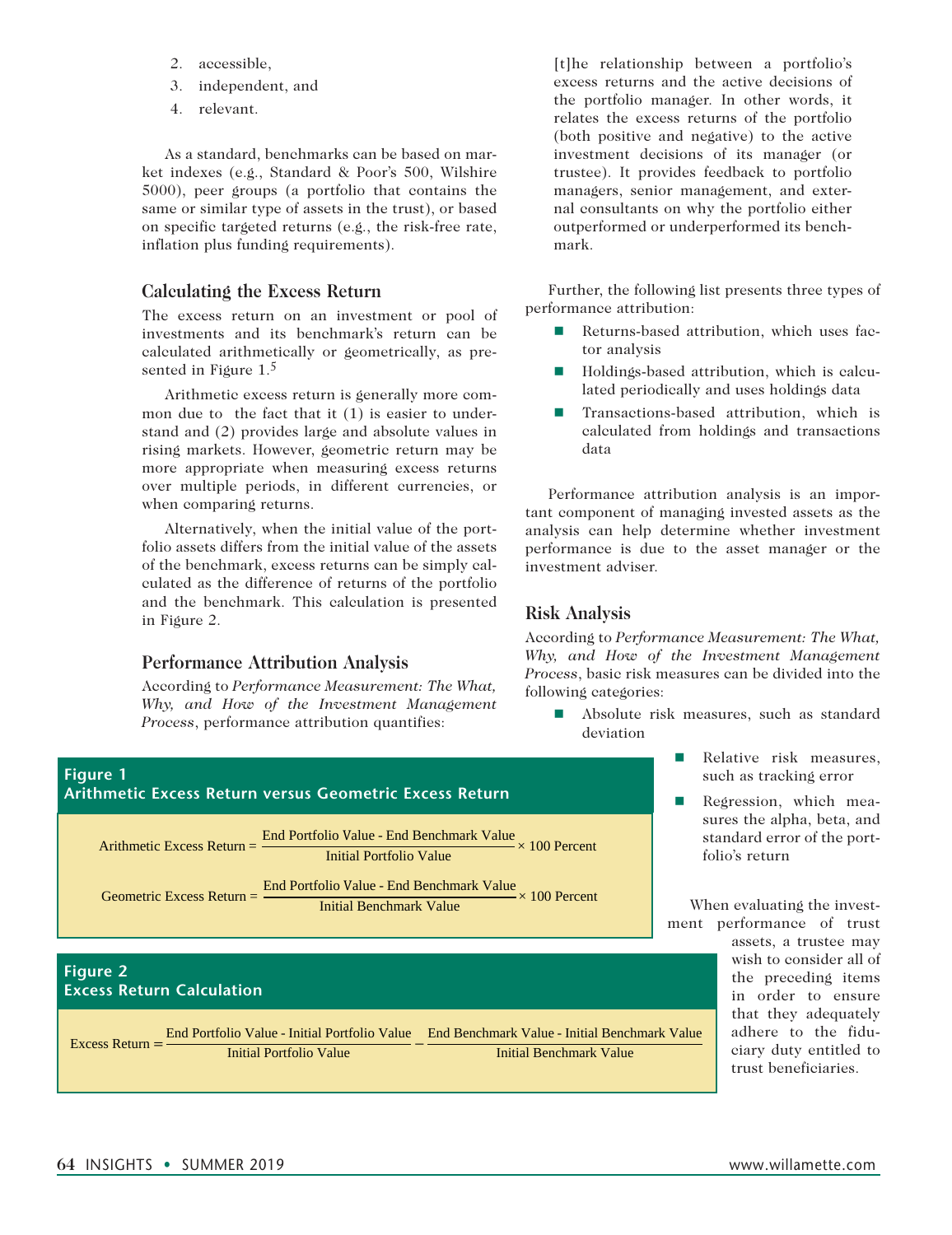2. accessible,
3. independent, and
4. relevant.

As a standard, benchmarks can be based on market indexes (e.g., Standard & Poor's 500, Wilshire 5000), peer groups (a portfolio that contains the same or similar type of assets in the trust), or based on specific targeted returns (e.g., the risk-free rate, inflation plus funding requirements).

### Calculating the Excess Return

The excess return on an investment or pool of investments and its benchmark's return can be calculated arithmetically or geometrically, as presented in Figure 1.[5]

Arithmetic excess return is generally more common due to the fact that it (1) is easier to understand and (2) provides large and absolute values in rising markets. However, geometric return may be more appropriate when measuring excess returns over multiple periods, in different currencies, or when comparing returns.

Alternatively, when the initial value of the portfolio assets differs from the initial value of the assets of the benchmark, excess returns can be simply calculated as the difference of returns of the portfolio and the benchmark. This calculation is presented in Figure 2.

### Performance Attribution Analysis

According to *Performance Measurement: The What, Why, and How of the Investment Management Process*, performance attribution quantifies:

> [t]he relationship between a portfolio's excess returns and the active decisions of the portfolio manager. In other words, it relates the excess returns of the portfolio (both positive and negative) to the active investment decisions of its manager (or trustee). It provides feedback to portfolio managers, senior management, and external consultants on why the portfolio either outperformed or underperformed its benchmark.

Further, the following list presents three types of performance attribution:

- Returns-based attribution, which uses factor analysis
- Holdings-based attribution, which is calculated periodically and uses holdings data
- Transactions-based attribution, which is calculated from holdings and transactions data

Performance attribution analysis is an important component of managing invested assets as the analysis can help determine whether investment performance is due to the asset manager or the investment adviser.

### Risk Analysis

According to *Performance Measurement: The What, Why, and How of the Investment Management Process*, basic risk measures can be divided into the following categories:

- Absolute risk measures, such as standard deviation
- Relative risk measures, such as tracking error
- Regression, which measures the alpha, beta, and standard error of the portfolio's return

When evaluating the investment performance of trust assets, a trustee may wish to consider all of the preceding items in order to ensure that they adequately adhere to the fiduciary duty entitled to trust beneficiaries.

**Figure 1**
**Arithmetic Excess Return versus Geometric Excess Return**

$$\text{Arithmetic Excess Return} = \frac{\text{End Portfolio Value - End Benchmark Value}}{\text{Initial Portfolio Value}} \times 100 \text{ Percent}$$

$$\text{Geometric Excess Return} = \frac{\text{End Portfolio Value - End Benchmark Value}}{\text{Initial Benchmark Value}} \times 100 \text{ Percent}$$

**Figure 2**
**Excess Return Calculation**

$$\text{Excess Return} = \frac{\text{End Portfolio Value - Initial Portfolio Value}}{\text{Initial Portfolio Value}} - \frac{\text{End Benchmark Value - Initial Benchmark Value}}{\text{Initial Benchmark Value}}$$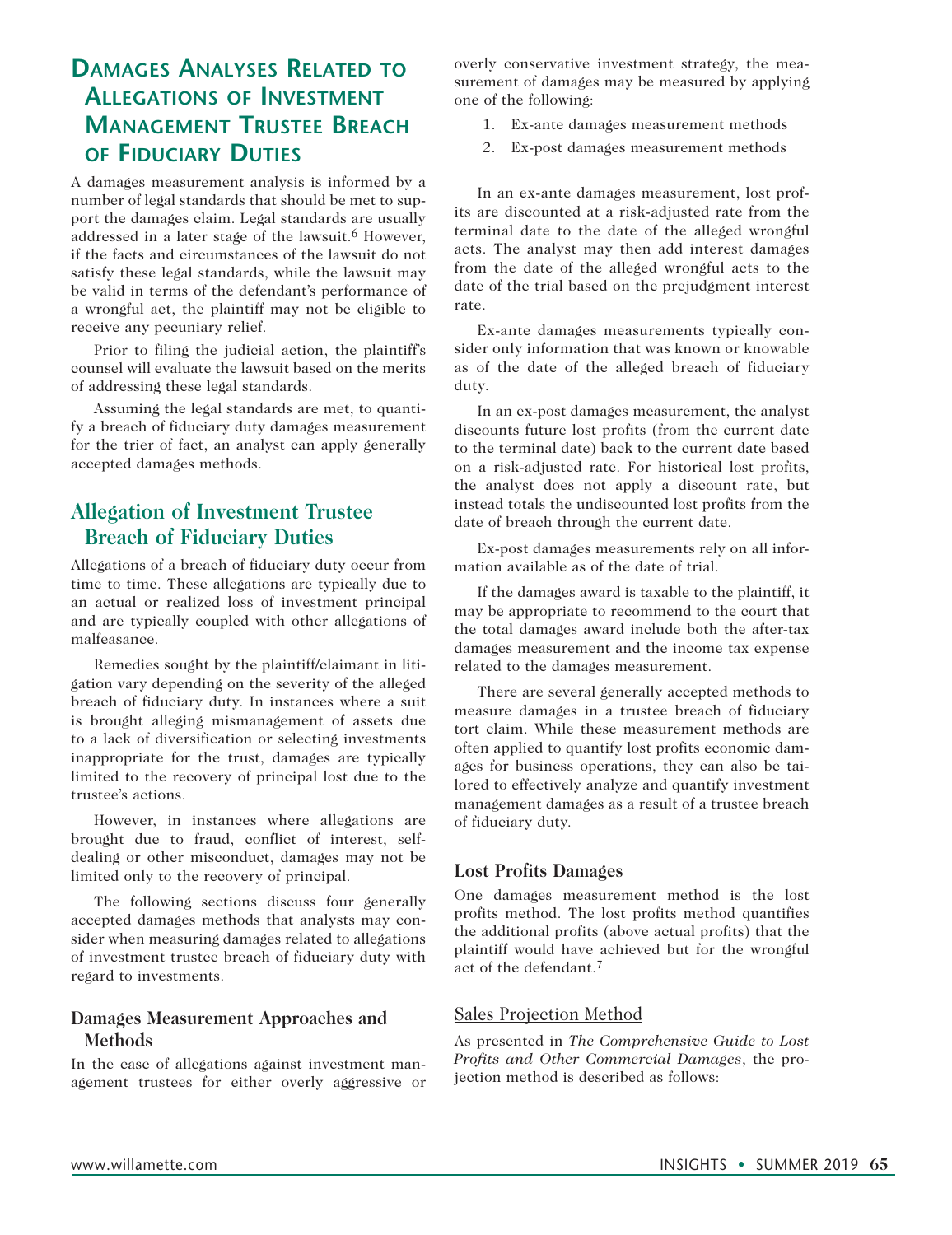## Damages Analyses Related to Allegations of Investment Management Trustee Breach of Fiduciary Duties

A damages measurement analysis is informed by a number of legal standards that should be met to support the damages claim. Legal standards are usually addressed in a later stage of the lawsuit.[6] However, if the facts and circumstances of the lawsuit do not satisfy these legal standards, while the lawsuit may be valid in terms of the defendant's performance of a wrongful act, the plaintiff may not be eligible to receive any pecuniary relief.

Prior to filing the judicial action, the plaintiff's counsel will evaluate the lawsuit based on the merits of addressing these legal standards.

Assuming the legal standards are met, to quantify a breach of fiduciary duty damages measurement for the trier of fact, an analyst can apply generally accepted damages methods.

## Allegation of Investment Trustee Breach of Fiduciary Duties

Allegations of a breach of fiduciary duty occur from time to time. These allegations are typically due to an actual or realized loss of investment principal and are typically coupled with other allegations of malfeasance.

Remedies sought by the plaintiff/claimant in litigation vary depending on the severity of the alleged breach of fiduciary duty. In instances where a suit is brought alleging mismanagement of assets due to a lack of diversification or selecting investments inappropriate for the trust, damages are typically limited to the recovery of principal lost due to the trustee's actions.

However, in instances where allegations are brought due to fraud, conflict of interest, self-dealing or other misconduct, damages may not be limited only to the recovery of principal.

The following sections discuss four generally accepted damages methods that analysts may consider when measuring damages related to allegations of investment trustee breach of fiduciary duty with regard to investments.

### Damages Measurement Approaches and Methods

In the case of allegations against investment management trustees for either overly aggressive or overly conservative investment strategy, the measurement of damages may be measured by applying one of the following:

1. Ex-ante damages measurement methods
2. Ex-post damages measurement methods

In an ex-ante damages measurement, lost profits are discounted at a risk-adjusted rate from the terminal date to the date of the alleged wrongful acts. The analyst may then add interest damages from the date of the alleged wrongful acts to the date of the trial based on the prejudgment interest rate.

Ex-ante damages measurements typically consider only information that was known or knowable as of the date of the alleged breach of fiduciary duty.

In an ex-post damages measurement, the analyst discounts future lost profits (from the current date to the terminal date) back to the current date based on a risk-adjusted rate. For historical lost profits, the analyst does not apply a discount rate, but instead totals the undiscounted lost profits from the date of breach through the current date.

Ex-post damages measurements rely on all information available as of the date of trial.

If the damages award is taxable to the plaintiff, it may be appropriate to recommend to the court that the total damages award include both the after-tax damages measurement and the income tax expense related to the damages measurement.

There are several generally accepted methods to measure damages in a trustee breach of fiduciary tort claim. While these measurement methods are often applied to quantify lost profits economic damages for business operations, they can also be tailored to effectively analyze and quantify investment management damages as a result of a trustee breach of fiduciary duty.

### Lost Profits Damages

One damages measurement method is the lost profits method. The lost profits method quantifies the additional profits (above actual profits) that the plaintiff would have achieved but for the wrongful act of the defendant.[7]

#### Sales Projection Method

As presented in *The Comprehensive Guide to Lost Profits and Other Commercial Damages*, the projection method is described as follows: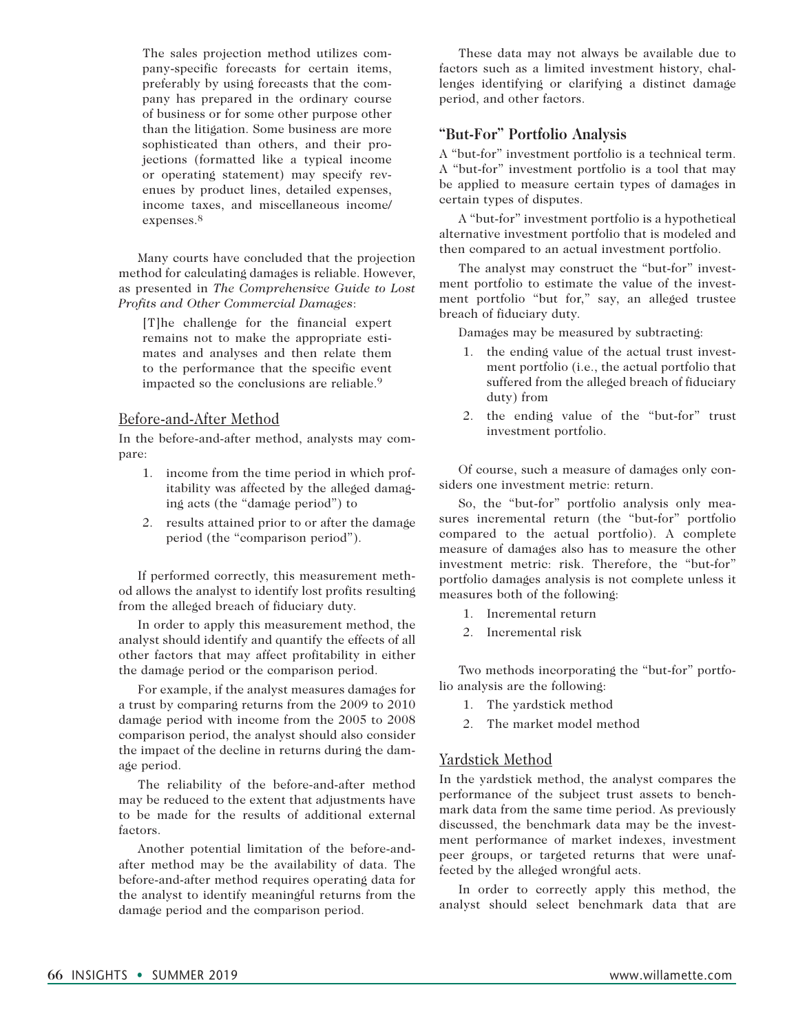> The sales projection method utilizes company-specific forecasts for certain items, preferably by using forecasts that the company has prepared in the ordinary course of business or for some other purpose other than the litigation. Some business are more sophisticated than others, and their projections (formatted like a typical income or operating statement) may specify revenues by product lines, detailed expenses, income taxes, and miscellaneous income/expenses.[8]

Many courts have concluded that the projection method for calculating damages is reliable. However, as presented in *The Comprehensive Guide to Lost Profits and Other Commercial Damages*:

> [T]he challenge for the financial expert remains not to make the appropriate estimates and analyses and then relate them to the performance that the specific event impacted so the conclusions are reliable.[9]

### Before-and-After Method

In the before-and-after method, analysts may compare:

1. income from the time period in which profitability was affected by the alleged damaging acts (the "damage period") to
2. results attained prior to or after the damage period (the "comparison period").

If performed correctly, this measurement method allows the analyst to identify lost profits resulting from the alleged breach of fiduciary duty.

In order to apply this measurement method, the analyst should identify and quantify the effects of all other factors that may affect profitability in either the damage period or the comparison period.

For example, if the analyst measures damages for a trust by comparing returns from the 2009 to 2010 damage period with income from the 2005 to 2008 comparison period, the analyst should also consider the impact of the decline in returns during the damage period.

The reliability of the before-and-after method may be reduced to the extent that adjustments have to be made for the results of additional external factors.

Another potential limitation of the before-and-after method may be the availability of data. The before-and-after method requires operating data for the analyst to identify meaningful returns from the damage period and the comparison period.

These data may not always be available due to factors such as a limited investment history, challenges identifying or clarifying a distinct damage period, and other factors.

## "But-For" Portfolio Analysis

A "but-for" investment portfolio is a technical term. A "but-for" investment portfolio is a tool that may be applied to measure certain types of damages in certain types of disputes.

A "but-for" investment portfolio is a hypothetical alternative investment portfolio that is modeled and then compared to an actual investment portfolio.

The analyst may construct the "but-for" investment portfolio to estimate the value of the investment portfolio "but for," say, an alleged trustee breach of fiduciary duty.

Damages may be measured by subtracting:

1. the ending value of the actual trust investment portfolio (i.e., the actual portfolio that suffered from the alleged breach of fiduciary duty) from
2. the ending value of the "but-for" trust investment portfolio.

Of course, such a measure of damages only considers one investment metric: return.

So, the "but-for" portfolio analysis only measures incremental return (the "but-for" portfolio compared to the actual portfolio). A complete measure of damages also has to measure the other investment metric: risk. Therefore, the "but-for" portfolio damages analysis is not complete unless it measures both of the following:

1. Incremental return
2. Incremental risk

Two methods incorporating the "but-for" portfolio analysis are the following:

1. The yardstick method
2. The market model method

### Yardstick Method

In the yardstick method, the analyst compares the performance of the subject trust assets to benchmark data from the same time period. As previously discussed, the benchmark data may be the investment performance of market indexes, investment peer groups, or targeted returns that were unaffected by the alleged wrongful acts.

In order to correctly apply this method, the analyst should select benchmark data that are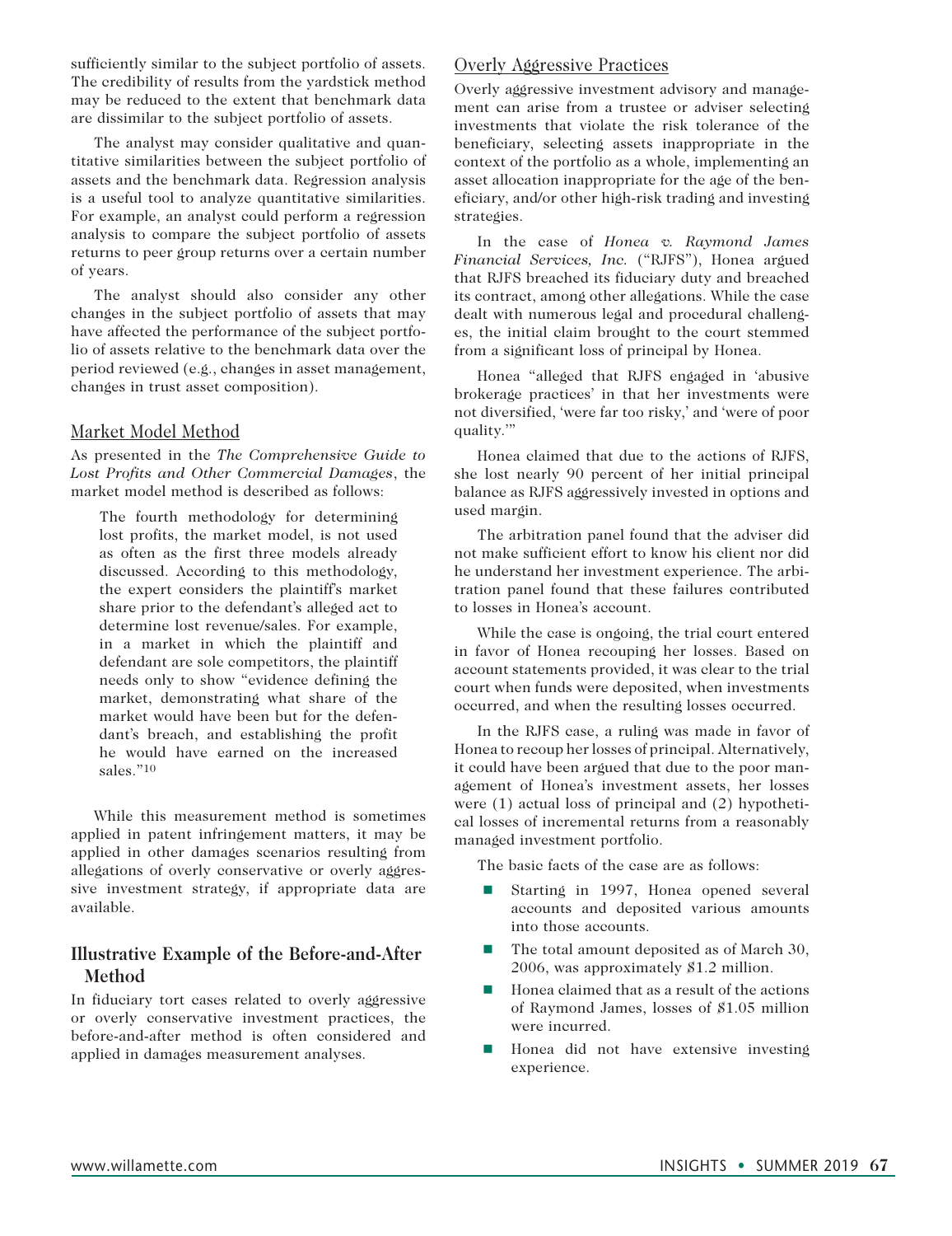sufficiently similar to the subject portfolio of assets. The credibility of results from the yardstick method may be reduced to the extent that benchmark data are dissimilar to the subject portfolio of assets.

The analyst may consider qualitative and quantitative similarities between the subject portfolio of assets and the benchmark data. Regression analysis is a useful tool to analyze quantitative similarities. For example, an analyst could perform a regression analysis to compare the subject portfolio of assets returns to peer group returns over a certain number of years.

The analyst should also consider any other changes in the subject portfolio of assets that may have affected the performance of the subject portfolio of assets relative to the benchmark data over the period reviewed (e.g., changes in asset management, changes in trust asset composition).

### Market Model Method

As presented in the *The Comprehensive Guide to Lost Profits and Other Commercial Damages*, the market model method is described as follows:

> The fourth methodology for determining lost profits, the market model, is not used as often as the first three models already discussed. According to this methodology, the expert considers the plaintiff's market share prior to the defendant's alleged act to determine lost revenue/sales. For example, in a market in which the plaintiff and defendant are sole competitors, the plaintiff needs only to show "evidence defining the market, demonstrating what share of the market would have been but for the defendant's breach, and establishing the profit he would have earned on the increased sales."[10]

While this measurement method is sometimes applied in patent infringement matters, it may be applied in other damages scenarios resulting from allegations of overly conservative or overly aggressive investment strategy, if appropriate data are available.

## Illustrative Example of the Before-and-After Method

In fiduciary tort cases related to overly aggressive or overly conservative investment practices, the before-and-after method is often considered and applied in damages measurement analyses.

### Overly Aggressive Practices

Overly aggressive investment advisory and management can arise from a trustee or adviser selecting investments that violate the risk tolerance of the beneficiary, selecting assets inappropriate in the context of the portfolio as a whole, implementing an asset allocation inappropriate for the age of the beneficiary, and/or other high-risk trading and investing strategies.

In the case of *Honea v. Raymond James Financial Services, Inc.* ("RJFS"), Honea argued that RJFS breached its fiduciary duty and breached its contract, among other allegations. While the case dealt with numerous legal and procedural challenges, the initial claim brought to the court stemmed from a significant loss of principal by Honea.

Honea "alleged that RJFS engaged in 'abusive brokerage practices' in that her investments were not diversified, 'were far too risky,' and 'were of poor quality.'"

Honea claimed that due to the actions of RJFS, she lost nearly 90 percent of her initial principal balance as RJFS aggressively invested in options and used margin.

The arbitration panel found that the adviser did not make sufficient effort to know his client nor did he understand her investment experience. The arbitration panel found that these failures contributed to losses in Honea's account.

While the case is ongoing, the trial court entered in favor of Honea recouping her losses. Based on account statements provided, it was clear to the trial court when funds were deposited, when investments occurred, and when the resulting losses occurred.

In the RJFS case, a ruling was made in favor of Honea to recoup her losses of principal. Alternatively, it could have been argued that due to the poor management of Honea's investment assets, her losses were (1) actual loss of principal and (2) hypothetical losses of incremental returns from a reasonably managed investment portfolio.

The basic facts of the case are as follows:

- Starting in 1997, Honea opened several accounts and deposited various amounts into those accounts.
- The total amount deposited as of March 30, 2006, was approximately $1.2 million.
- Honea claimed that as a result of the actions of Raymond James, losses of $1.05 million were incurred.
- Honea did not have extensive investing experience.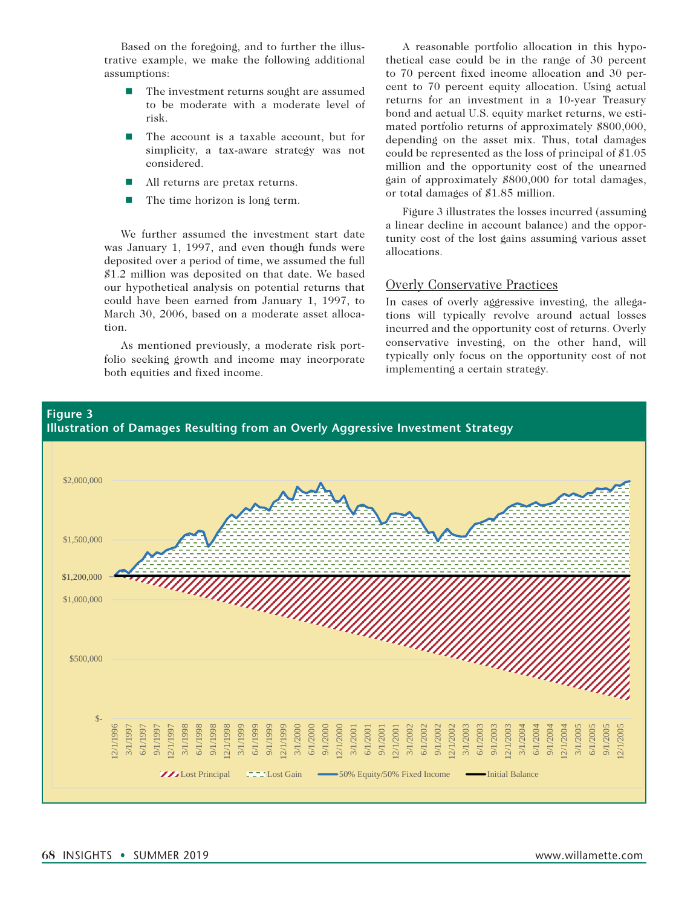Based on the foregoing, and to further the illustrative example, we make the following additional assumptions:

- The investment returns sought are assumed to be moderate with a moderate level of risk.
- The account is a taxable account, but for simplicity, a tax-aware strategy was not considered.
- All returns are pretax returns.
- The time horizon is long term.

We further assumed the investment start date was January 1, 1997, and even though funds were deposited over a period of time, we assumed the full $1.2 million was deposited on that date. We based our hypothetical analysis on potential returns that could have been earned from January 1, 1997, to March 30, 2006, based on a moderate asset allocation.

As mentioned previously, a moderate risk portfolio seeking growth and income may incorporate both equities and fixed income.

A reasonable portfolio allocation in this hypothetical case could be in the range of 30 percent to 70 percent fixed income allocation and 30 percent to 70 percent equity allocation. Using actual returns for an investment in a 10-year Treasury bond and actual U.S. equity market returns, we estimated portfolio returns of approximately $800,000, depending on the asset mix. Thus, total damages could be represented as the loss of principal of $1.05 million and the opportunity cost of the unearned gain of approximately $800,000 for total damages, or total damages of $1.85 million.

Figure 3 illustrates the losses incurred (assuming a linear decline in account balance) and the opportunity cost of the lost gains assuming various asset allocations.

## Overly Conservative Practices

In cases of overly aggressive investing, the allegations will typically revolve around actual losses incurred and the opportunity cost of returns. Overly conservative investing, on the other hand, will typically only focus on the opportunity cost of not implementing a certain strategy.

**Figure 3**
**Illustration of Damages Resulting from an Overly Aggressive Investment Strategy**

$2,000,000
$1,500,000
$1,200,000
$1,000,000
$500,000
$-

12/1/1996, 3/1/1997, 6/1/1997, 9/1/1997, 12/1/1997, 3/1/1998, 6/1/1998, 9/1/1998, 12/1/1998, 3/1/1999, 6/1/1999, 9/1/1999, 12/1/1999, 3/1/2000, 6/1/2000, 9/1/2000, 12/1/2000, 3/1/2001, 6/1/2001, 9/1/2001, 12/1/2001, 3/1/2002, 6/1/2002, 9/1/2002, 12/1/2002, 3/1/2003, 6/1/2003, 9/1/2003, 12/1/2003, 3/1/2004, 6/1/2004, 9/1/2004, 12/1/2004, 3/1/2005, 6/1/2005, 9/1/2005, 12/1/2005

Lost Principal
Lost Gain
50% Equity/50% Fixed Income
Initial Balance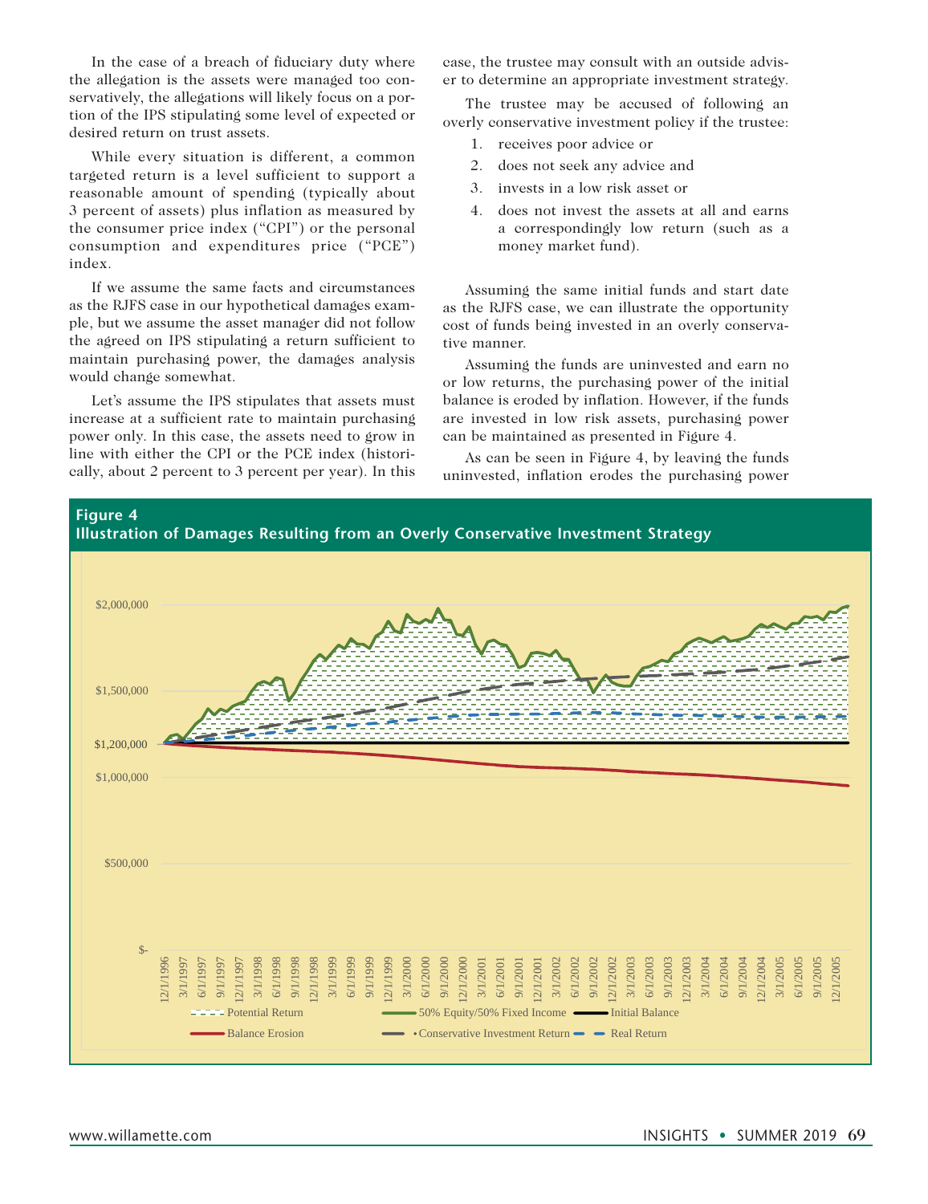In the case of a breach of fiduciary duty where the allegation is the assets were managed too conservatively, the allegations will likely focus on a portion of the IPS stipulating some level of expected or desired return on trust assets.

While every situation is different, a common targeted return is a level sufficient to support a reasonable amount of spending (typically about 3 percent of assets) plus inflation as measured by the consumer price index ("CPI") or the personal consumption and expenditures price ("PCE") index.

If we assume the same facts and circumstances as the RJFS case in our hypothetical damages example, but we assume the asset manager did not follow the agreed on IPS stipulating a return sufficient to maintain purchasing power, the damages analysis would change somewhat.

Let's assume the IPS stipulates that assets must increase at a sufficient rate to maintain purchasing power only. In this case, the assets need to grow in line with either the CPI or the PCE index (historically, about 2 percent to 3 percent per year). In this case, the trustee may consult with an outside adviser to determine an appropriate investment strategy.

The trustee may be accused of following an overly conservative investment policy if the trustee:

1. receives poor advice or
2. does not seek any advice and
3. invests in a low risk asset or
4. does not invest the assets at all and earns a correspondingly low return (such as a money market fund).

Assuming the same initial funds and start date as the RJFS case, we can illustrate the opportunity cost of funds being invested in an overly conservative manner.

Assuming the funds are uninvested and earn no or low returns, the purchasing power of the initial balance is eroded by inflation. However, if the funds are invested in low risk assets, purchasing power can be maintained as presented in Figure 4.

As can be seen in Figure 4, by leaving the funds uninvested, inflation erodes the purchasing power

**Figure 4**
**Illustration of Damages Resulting from an Overly Conservative Investment Strategy**

$2,000,000
$1,500,000
$1,200,000
$1,000,000
$500,000
$-

12/1/1996, 3/1/1997, 6/1/1997, 9/1/1997, 12/1/1997, 3/1/1998, 6/1/1998, 9/1/1998, 12/1/1998, 3/1/1999, 6/1/1999, 9/1/1999, 12/1/1999, 3/1/2000, 6/1/2000, 9/1/2000, 12/1/2000, 3/1/2001, 6/1/2001, 9/1/2001, 12/1/2001, 3/1/2002, 6/1/2002, 9/1/2002, 12/1/2002, 3/1/2003, 6/1/2003, 9/1/2003, 12/1/2003, 3/1/2004, 6/1/2004, 9/1/2004, 12/1/2004, 3/1/2005, 6/1/2005, 9/1/2005, 12/1/2005

Potential Return
50% Equity/50% Fixed Income
Initial Balance
Balance Erosion
Conservative Investment Return
Real Return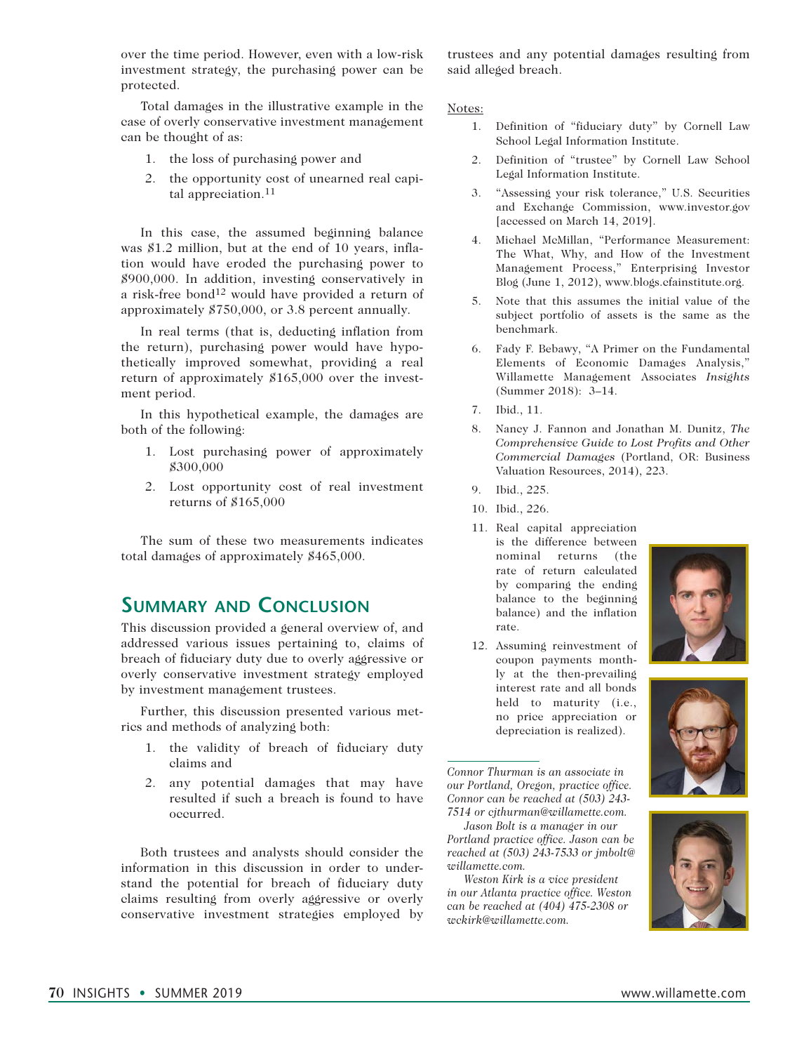over the time period. However, even with a low-risk investment strategy, the purchasing power can be protected.

Total damages in the illustrative example in the case of overly conservative investment management can be thought of as:

1. the loss of purchasing power and
2. the opportunity cost of unearned real capital appreciation.[11]

In this case, the assumed beginning balance was $1.2 million, but at the end of 10 years, inflation would have eroded the purchasing power to $900,000. In addition, investing conservatively in a risk-free bond[12] would have provided a return of approximately $750,000, or 3.8 percent annually.

In real terms (that is, deducting inflation from the return), purchasing power would have hypothetically improved somewhat, providing a real return of approximately $165,000 over the investment period.

In this hypothetical example, the damages are both of the following:

1. Lost purchasing power of approximately $300,000
2. Lost opportunity cost of real investment returns of $165,000

The sum of these two measurements indicates total damages of approximately $465,000.

## Summary and Conclusion

This discussion provided a general overview of, and addressed various issues pertaining to, claims of breach of fiduciary duty due to overly aggressive or overly conservative investment strategy employed by investment management trustees.

Further, this discussion presented various metrics and methods of analyzing both:

1. the validity of breach of fiduciary duty claims and
2. any potential damages that may have resulted if such a breach is found to have occurred.

Both trustees and analysts should consider the information in this discussion in order to understand the potential for breach of fiduciary duty claims resulting from overly aggressive or overly conservative investment strategies employed by trustees and any potential damages resulting from said alleged breach.

Notes:

1. Definition of "fiduciary duty" by Cornell Law School Legal Information Institute.
2. Definition of "trustee" by Cornell Law School Legal Information Institute.
3. "Assessing your risk tolerance," U.S. Securities and Exchange Commission, www.investor.gov [accessed on March 14, 2019].
4. Michael McMillan, "Performance Measurement: The What, Why, and How of the Investment Management Process," Enterprising Investor Blog (June 1, 2012), www.blogs.cfainstitute.org.
5. Note that this assumes the initial value of the subject portfolio of assets is the same as the benchmark.
6. Fady F. Bebawy, "A Primer on the Fundamental Elements of Economic Damages Analysis," Willamette Management Associates *Insights* (Summer 2018): 3–14.
7. Ibid., 11.
8. Nancy J. Fannon and Jonathan M. Dunitz, *The Comprehensive Guide to Lost Profits and Other Commercial Damages* (Portland, OR: Business Valuation Resources, 2014), 223.
9. Ibid., 225.
10. Ibid., 226.
11. Real capital appreciation is the difference between nominal returns (the rate of return calculated by comparing the ending balance to the beginning balance) and the inflation rate.
12. Assuming reinvestment of coupon payments monthly at the then-prevailing interest rate and all bonds held to maturity (i.e., no price appreciation or depreciation is realized).

*Connor Thurman is an associate in our Portland, Oregon, practice office. Connor can be reached at (503) 243-7514 or cjthurman@willamette.com.*

*Jason Bolt is a manager in our Portland practice office. Jason can be reached at (503) 243-7533 or jmbolt@willamette.com.*

*Weston Kirk is a vice president in our Atlanta practice office. Weston can be reached at (404) 475-2308 or wckirk@willamette.com.*